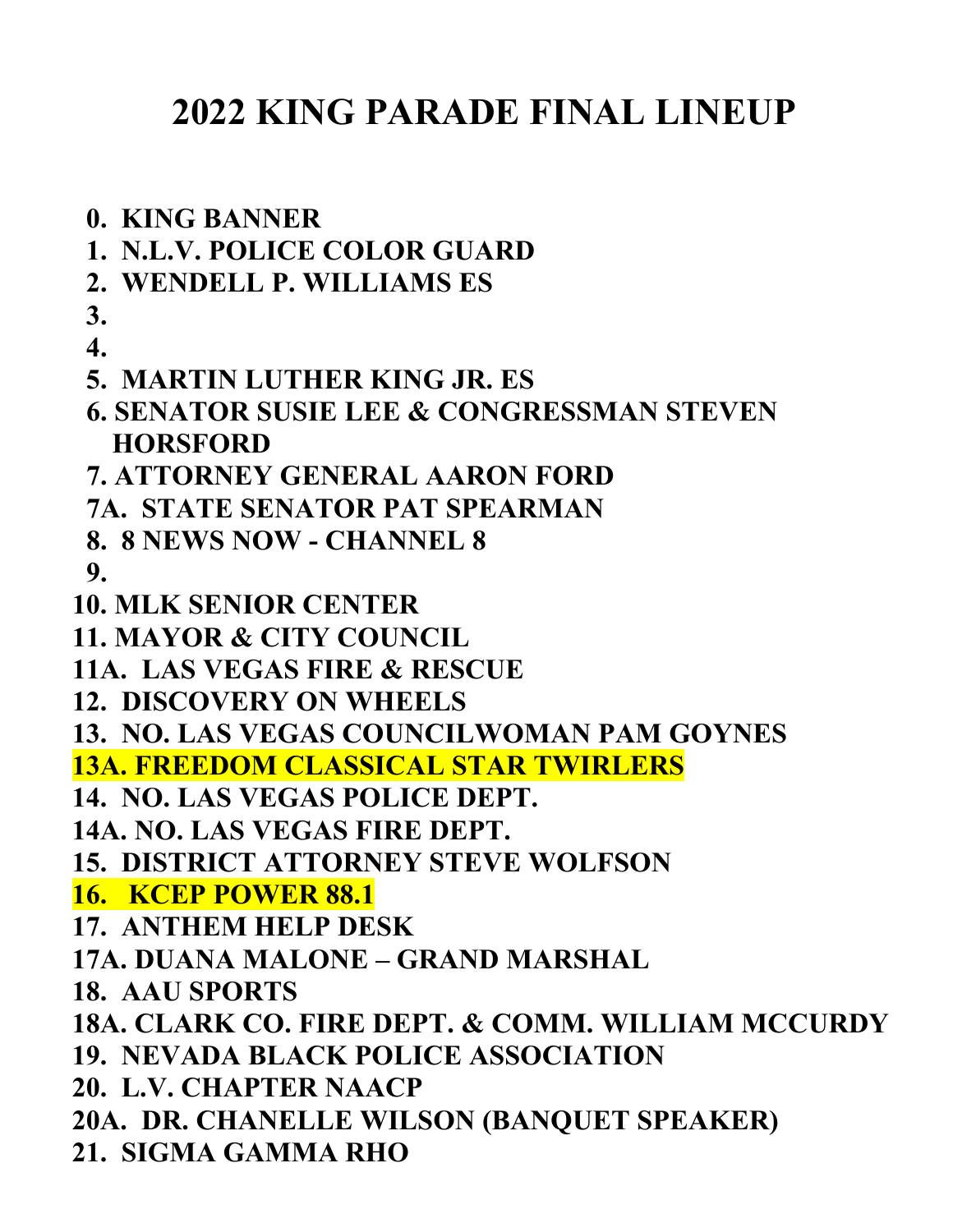# 2022 KING PARADE FINAL LINEUP

**0. KING BANNER**
**1. N.L.V. POLICE COLOR GUARD**
**2. WENDELL P. WILLIAMS ES**
**3.**
**4.**
**5. MARTIN LUTHER KING JR. ES**
**6. SENATOR SUSIE LEE & CONGRESSMAN STEVEN HORSFORD**
**7. ATTORNEY GENERAL AARON FORD**
**7A. STATE SENATOR PAT SPEARMAN**
**8. 8 NEWS NOW - CHANNEL 8**
**9.**
**10. MLK SENIOR CENTER**
**11. MAYOR & CITY COUNCIL**
**11A. LAS VEGAS FIRE & RESCUE**
**12. DISCOVERY ON WHEELS**
**13. NO. LAS VEGAS COUNCILWOMAN PAM GOYNES**
**13A. FREEDOM CLASSICAL STAR TWIRLERS**
**14. NO. LAS VEGAS POLICE DEPT.**
**14A. NO. LAS VEGAS FIRE DEPT.**
**15. DISTRICT ATTORNEY STEVE WOLFSON**
**16. KCEP POWER 88.1**
**17. ANTHEM HELP DESK**
**17A. DUANA MALONE – GRAND MARSHAL**
**18. AAU SPORTS**
**18A. CLARK CO. FIRE DEPT. & COMM. WILLIAM MCCURDY**
**19. NEVADA BLACK POLICE ASSOCIATION**
**20. L.V. CHAPTER NAACP**
**20A. DR. CHANELLE WILSON (BANQUET SPEAKER)**
**21. SIGMA GAMMA RHO**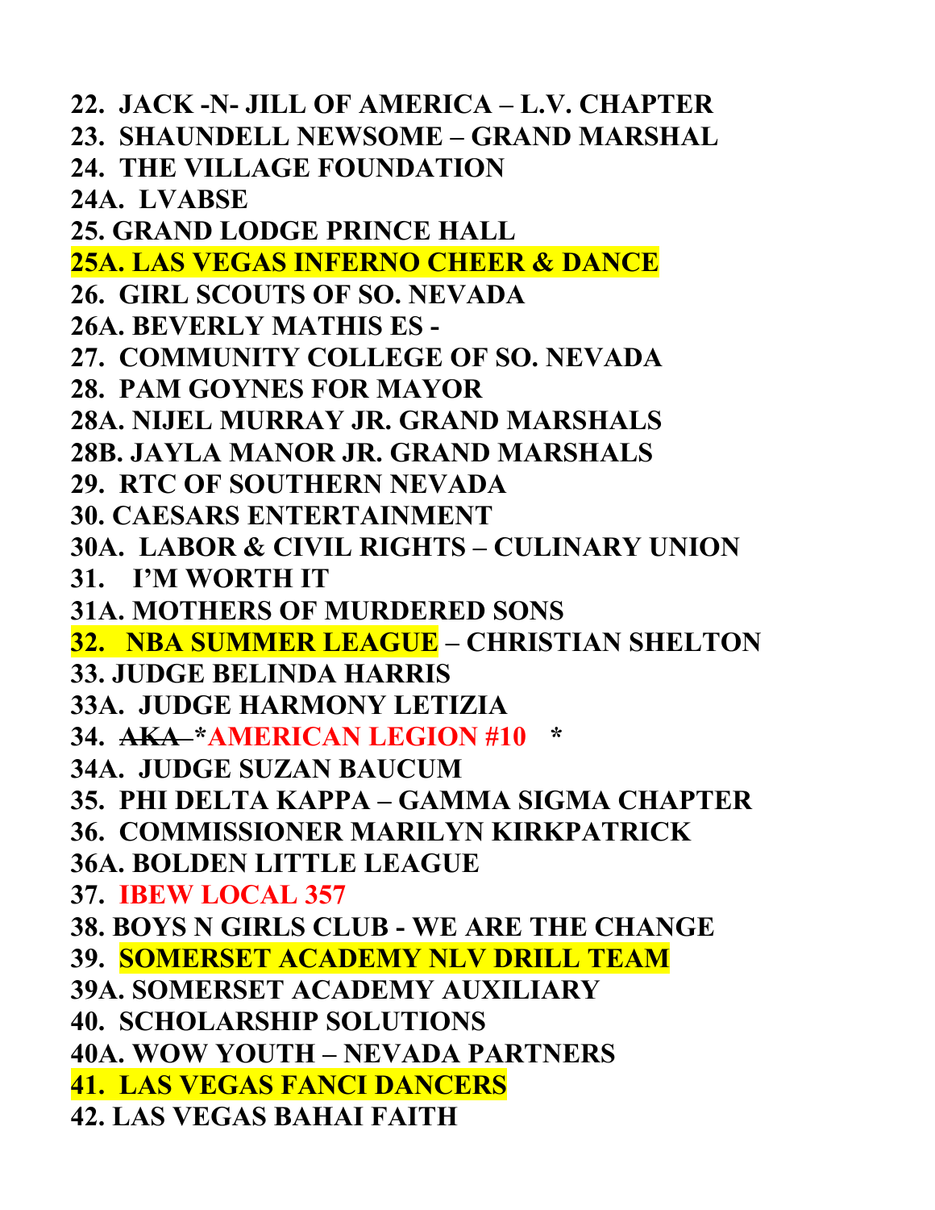**22. JACK -N- JILL OF AMERICA – L.V. CHAPTER**
**23. SHAUNDELL NEWSOME – GRAND MARSHAL**
**24. THE VILLAGE FOUNDATION**
**24A. LVABSE**
**25. GRAND LODGE PRINCE HALL**
**25A. LAS VEGAS INFERNO CHEER & DANCE**
**26. GIRL SCOUTS OF SO. NEVADA**
**26A. BEVERLY MATHIS ES -**
**27. COMMUNITY COLLEGE OF SO. NEVADA**
**28. PAM GOYNES FOR MAYOR**
**28A. NIJEL MURRAY JR. GRAND MARSHALS**
**28B. JAYLA MANOR JR. GRAND MARSHALS**
**29. RTC OF SOUTHERN NEVADA**
**30. CAESARS ENTERTAINMENT**
**30A. LABOR & CIVIL RIGHTS – CULINARY UNION**
**31. I'M WORTH IT**
**31A. MOTHERS OF MURDERED SONS**
**32. NBA SUMMER LEAGUE – CHRISTIAN SHELTON**
**33. JUDGE BELINDA HARRIS**
**33A. JUDGE HARMONY LETIZIA**
**34. ~~AKA~~ *AMERICAN LEGION #10 ***
**34A. JUDGE SUZAN BAUCUM**
**35. PHI DELTA KAPPA – GAMMA SIGMA CHAPTER**
**36. COMMISSIONER MARILYN KIRKPATRICK**
**36A. BOLDEN LITTLE LEAGUE**
**37. IBEW LOCAL 357**
**38. BOYS N GIRLS CLUB - WE ARE THE CHANGE**
**39. SOMERSET ACADEMY NLV DRILL TEAM**
**39A. SOMERSET ACADEMY AUXILIARY**
**40. SCHOLARSHIP SOLUTIONS**
**40A. WOW YOUTH – NEVADA PARTNERS**
**41. LAS VEGAS FANCI DANCERS**
**42. LAS VEGAS BAHAI FAITH**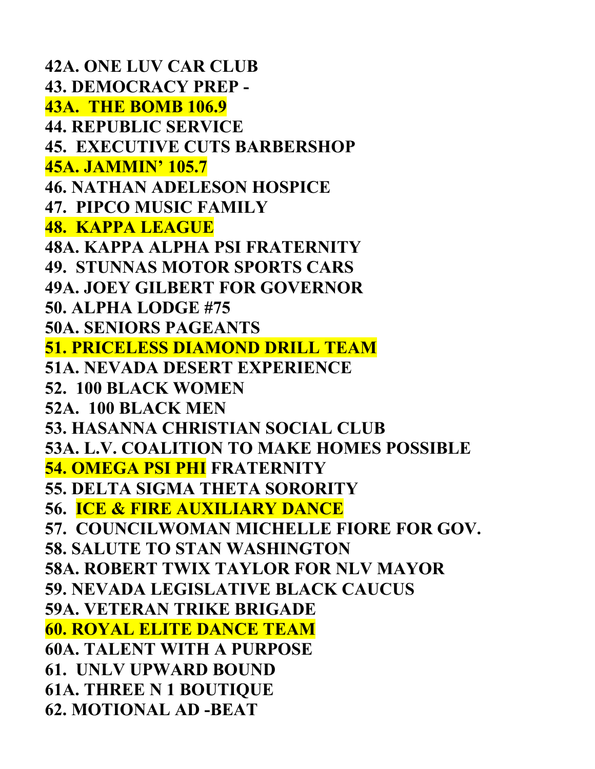**42A. ONE LUV CAR CLUB**
**43. DEMOCRACY PREP -**
**43A. THE BOMB 106.9**
**44. REPUBLIC SERVICE**
**45. EXECUTIVE CUTS BARBERSHOP**
**45A. JAMMIN' 105.7**
**46. NATHAN ADELESON HOSPICE**
**47. PIPCO MUSIC FAMILY**
**48. KAPPA LEAGUE**
**48A. KAPPA ALPHA PSI FRATERNITY**
**49. STUNNAS MOTOR SPORTS CARS**
**49A. JOEY GILBERT FOR GOVERNOR**
**50. ALPHA LODGE #75**
**50A. SENIORS PAGEANTS**
**51. PRICELESS DIAMOND DRILL TEAM**
**51A. NEVADA DESERT EXPERIENCE**
**52. 100 BLACK WOMEN**
**52A. 100 BLACK MEN**
**53. HASANNA CHRISTIAN SOCIAL CLUB**
**53A. L.V. COALITION TO MAKE HOMES POSSIBLE**
**54. OMEGA PSI PHI FRATERNITY**
**55. DELTA SIGMA THETA SORORITY**
**56. ICE & FIRE AUXILIARY DANCE**
**57. COUNCILWOMAN MICHELLE FIORE FOR GOV.**
**58. SALUTE TO STAN WASHINGTON**
**58A. ROBERT TWIX TAYLOR FOR NLV MAYOR**
**59. NEVADA LEGISLATIVE BLACK CAUCUS**
**59A. VETERAN TRIKE BRIGADE**
**60. ROYAL ELITE DANCE TEAM**
**60A. TALENT WITH A PURPOSE**
**61. UNLV UPWARD BOUND**
**61A. THREE N 1 BOUTIQUE**
**62. MOTIONAL AD -BEAT**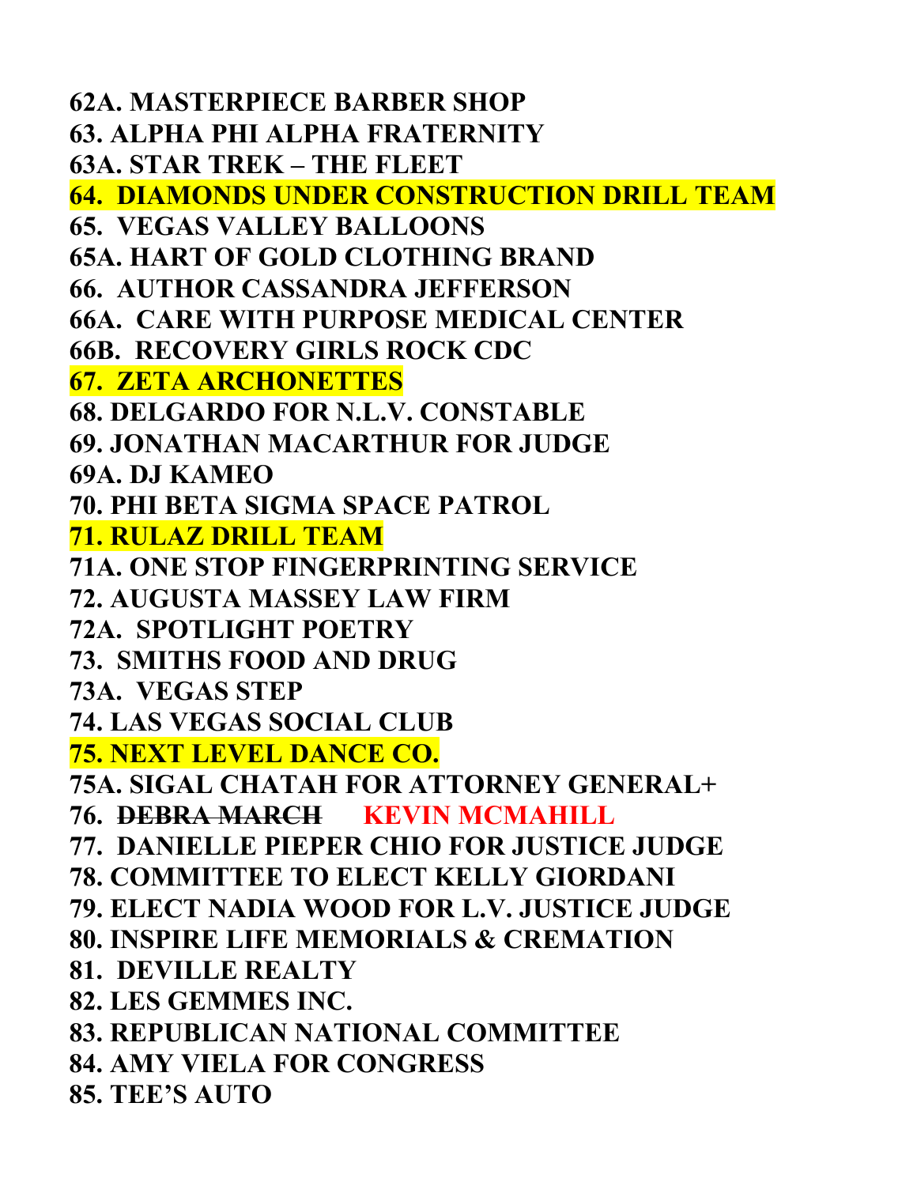**62A. MASTERPIECE BARBER SHOP**
**63. ALPHA PHI ALPHA FRATERNITY**
**63A. STAR TREK – THE FLEET**
**64. DIAMONDS UNDER CONSTRUCTION DRILL TEAM**
**65. VEGAS VALLEY BALLOONS**
**65A. HART OF GOLD CLOTHING BRAND**
**66. AUTHOR CASSANDRA JEFFERSON**
**66A. CARE WITH PURPOSE MEDICAL CENTER**
**66B. RECOVERY GIRLS ROCK CDC**
**67. ZETA ARCHONETTES**
**68. DELGARDO FOR N.L.V. CONSTABLE**
**69. JONATHAN MACARTHUR FOR JUDGE**
**69A. DJ KAMEO**
**70. PHI BETA SIGMA SPACE PATROL**
**71. RULAZ DRILL TEAM**
**71A. ONE STOP FINGERPRINTING SERVICE**
**72. AUGUSTA MASSEY LAW FIRM**
**72A. SPOTLIGHT POETRY**
**73. SMITHS FOOD AND DRUG**
**73A. VEGAS STEP**
**74. LAS VEGAS SOCIAL CLUB**
**75. NEXT LEVEL DANCE CO.**
**75A. SIGAL CHATAH FOR ATTORNEY GENERAL+**
**76. ~~DEBRA MARCH~~ KEVIN MCMAHILL**
**77. DANIELLE PIEPER CHIO FOR JUSTICE JUDGE**
**78. COMMITTEE TO ELECT KELLY GIORDANI**
**79. ELECT NADIA WOOD FOR L.V. JUSTICE JUDGE**
**80. INSPIRE LIFE MEMORIALS & CREMATION**
**81. DEVILLE REALTY**
**82. LES GEMMES INC.**
**83. REPUBLICAN NATIONAL COMMITTEE**
**84. AMY VIELA FOR CONGRESS**
**85. TEE'S AUTO**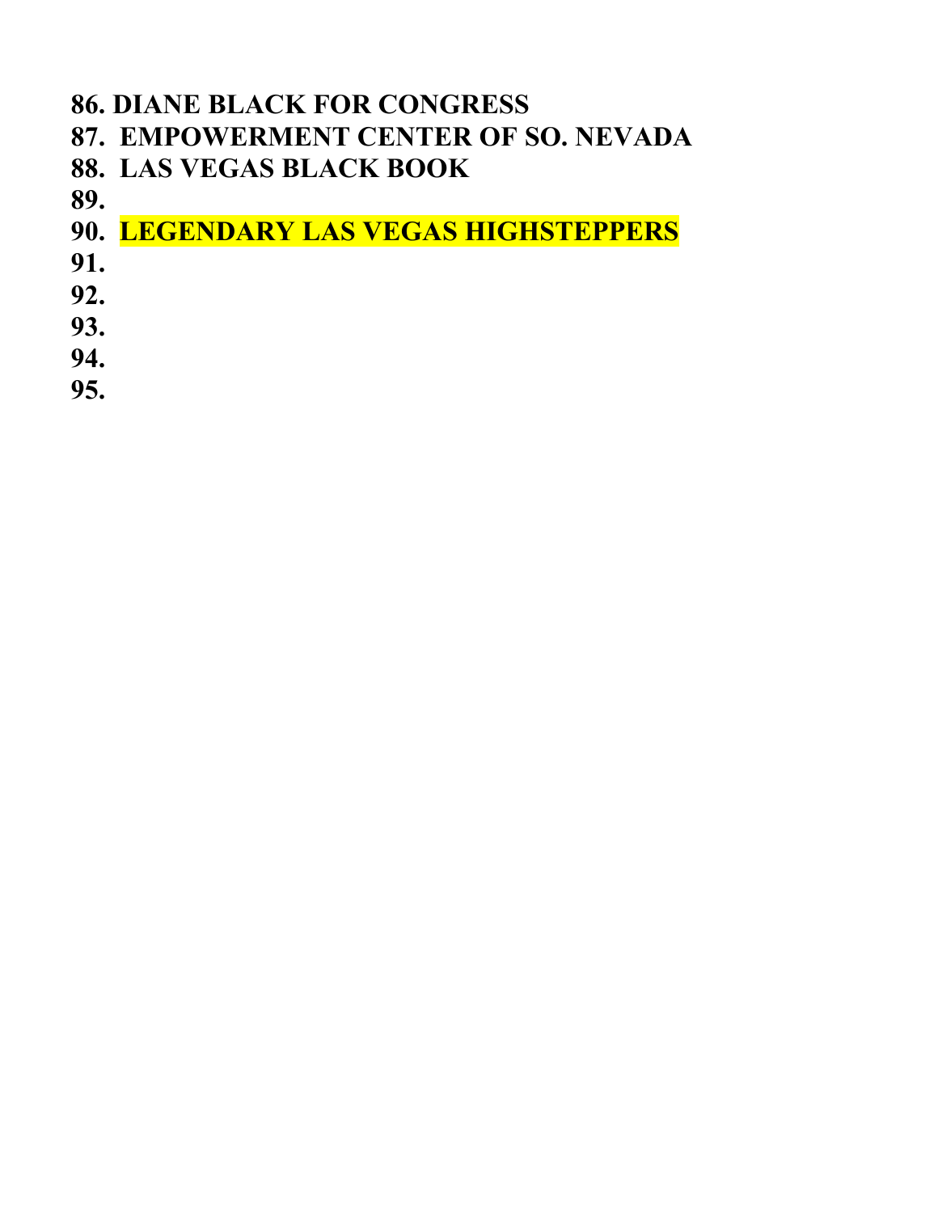**86. DIANE BLACK FOR CONGRESS**
**87. EMPOWERMENT CENTER OF SO. NEVADA**
**88. LAS VEGAS BLACK BOOK**
**89.**
**90. LEGENDARY LAS VEGAS HIGHSTEPPERS**
**91.**
**92.**
**93.**
**94.**
**95.**